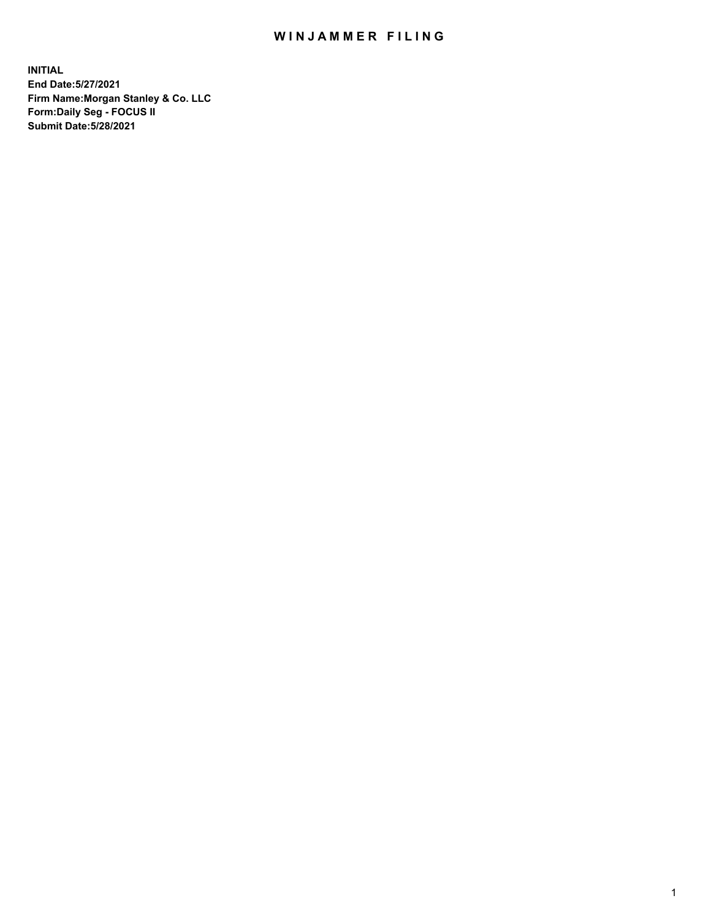# WINJAMMER FILING

**INITIAL**
**End Date:5/27/2021**
**Firm Name:Morgan Stanley & Co. LLC**
**Form:Daily Seg - FOCUS II**
**Submit Date:5/28/2021**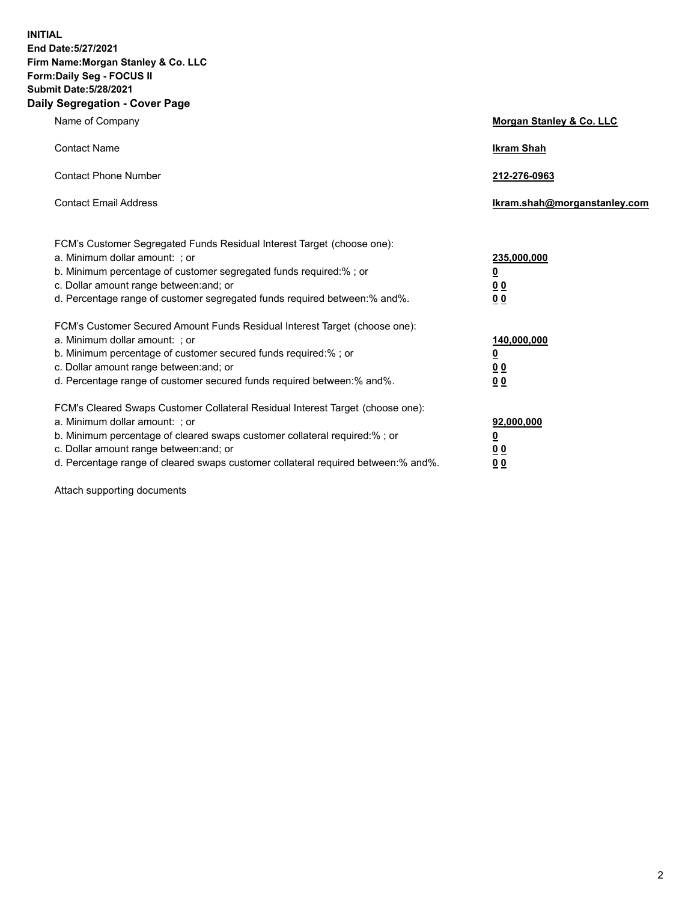**INITIAL**
**End Date:5/27/2021**
**Firm Name:Morgan Stanley & Co. LLC**
**Form:Daily Seg - FOCUS II**
**Submit Date:5/28/2021**

## Daily Segregation - Cover Page

| | |
|---|---|
| Name of Company | **Morgan Stanley & Co. LLC** |
| Contact Name | **Ikram Shah** |
| Contact Phone Number | **212-276-0963** |
| Contact Email Address | **Ikram.shah@morganstanley.com** |

FCM's Customer Segregated Funds Residual Interest Target (choose one):

| | |
|---|---|
| a. Minimum dollar amount: ; or | **235,000,000** |
| b. Minimum percentage of customer segregated funds required:% ; or | **0** |
| c. Dollar amount range between:and; or | **0 0** |
| d. Percentage range of customer segregated funds required between:% and%. | **0 0** |

FCM's Customer Secured Amount Funds Residual Interest Target (choose one):

| | |
|---|---|
| a. Minimum dollar amount: ; or | **140,000,000** |
| b. Minimum percentage of customer secured funds required:% ; or | **0** |
| c. Dollar amount range between:and; or | **0 0** |
| d. Percentage range of customer secured funds required between:% and%. | **0 0** |

FCM's Cleared Swaps Customer Collateral Residual Interest Target (choose one):

| | |
|---|---|
| a. Minimum dollar amount: ; or | **92,000,000** |
| b. Minimum percentage of cleared swaps customer collateral required:% ; or | **0** |
| c. Dollar amount range between:and; or | **0 0** |
| d. Percentage range of cleared swaps customer collateral required between:% and%. | **0 0** |

Attach supporting documents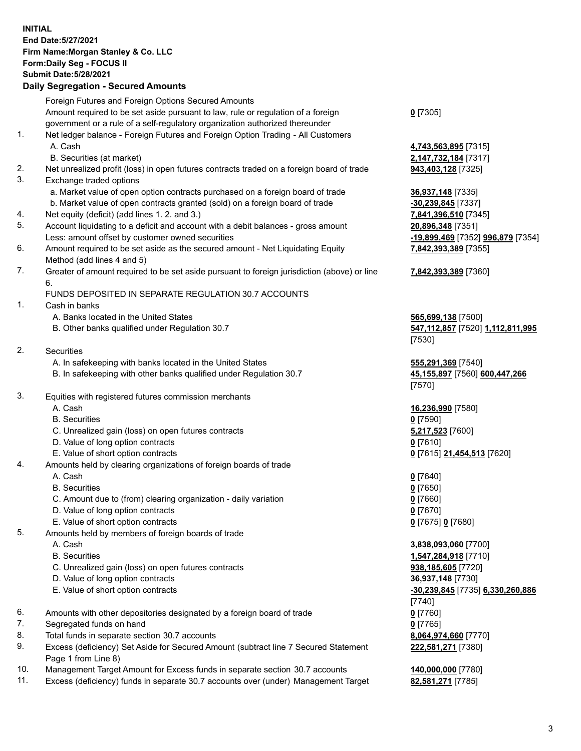**INITIAL**
**End Date:5/27/2021**
**Firm Name:Morgan Stanley & Co. LLC**
**Form:Daily Seg - FOCUS II**
**Submit Date:5/28/2021**

**Daily Segregation - Secured Amounts**

| | | |
|---|---|---|
| | Foreign Futures and Foreign Options Secured Amounts | |
| | Amount required to be set aside pursuant to law, rule or regulation of a foreign government or a rule of a self-regulatory organization authorized thereunder | **0** [7305] |
| 1. | Net ledger balance - Foreign Futures and Foreign Option Trading - All Customers | |
| | A. Cash | **4,743,563,895** [7315] |
| | B. Securities (at market) | **2,147,732,184** [7317] |
| 2. | Net unrealized profit (loss) in open futures contracts traded on a foreign board of trade | **943,403,128** [7325] |
| 3. | Exchange traded options | |
| | a. Market value of open option contracts purchased on a foreign board of trade | **36,937,148** [7335] |
| | b. Market value of open contracts granted (sold) on a foreign board of trade | **-30,239,845** [7337] |
| 4. | Net equity (deficit) (add lines 1. 2. and 3.) | **7,841,396,510** [7345] |
| 5. | Account liquidating to a deficit and account with a debit balances - gross amount | **20,896,348** [7351] |
| | Less: amount offset by customer owned securities | **-19,899,469** [7352] **996,879** [7354] |
| 6. | Amount required to be set aside as the secured amount - Net Liquidating Equity Method (add lines 4 and 5) | **7,842,393,389** [7355] |
| 7. | Greater of amount required to be set aside pursuant to foreign jurisdiction (above) or line 6. | **7,842,393,389** [7360] |
| | FUNDS DEPOSITED IN SEPARATE REGULATION 30.7 ACCOUNTS | |
| 1. | Cash in banks | |
| | A. Banks located in the United States | **565,699,138** [7500] |
| | B. Other banks qualified under Regulation 30.7 | **547,112,857** [7520] **1,112,811,995** [7530] |
| 2. | Securities | |
| | A. In safekeeping with banks located in the United States | **555,291,369** [7540] |
| | B. In safekeeping with other banks qualified under Regulation 30.7 | **45,155,897** [7560] **600,447,266** [7570] |
| 3. | Equities with registered futures commission merchants | |
| | A. Cash | **16,236,990** [7580] |
| | B. Securities | **0** [7590] |
| | C. Unrealized gain (loss) on open futures contracts | **5,217,523** [7600] |
| | D. Value of long option contracts | **0** [7610] |
| | E. Value of short option contracts | **0** [7615] **21,454,513** [7620] |
| 4. | Amounts held by clearing organizations of foreign boards of trade | |
| | A. Cash | **0** [7640] |
| | B. Securities | **0** [7650] |
| | C. Amount due to (from) clearing organization - daily variation | **0** [7660] |
| | D. Value of long option contracts | **0** [7670] |
| | E. Value of short option contracts | **0** [7675] **0** [7680] |
| 5. | Amounts held by members of foreign boards of trade | |
| | A. Cash | **3,838,093,060** [7700] |
| | B. Securities | **1,547,284,918** [7710] |
| | C. Unrealized gain (loss) on open futures contracts | **938,185,605** [7720] |
| | D. Value of long option contracts | **36,937,148** [7730] |
| | E. Value of short option contracts | **-30,239,845** [7735] **6,330,260,886** [7740] |
| 6. | Amounts with other depositories designated by a foreign board of trade | **0** [7760] |
| 7. | Segregated funds on hand | **0** [7765] |
| 8. | Total funds in separate section 30.7 accounts | **8,064,974,660** [7770] |
| 9. | Excess (deficiency) Set Aside for Secured Amount (subtract line 7 Secured Statement Page 1 from Line 8) | **222,581,271** [7380] |
| 10. | Management Target Amount for Excess funds in separate section 30.7 accounts | **140,000,000** [7780] |
| 11. | Excess (deficiency) funds in separate 30.7 accounts over (under) Management Target | **82,581,271** [7785] |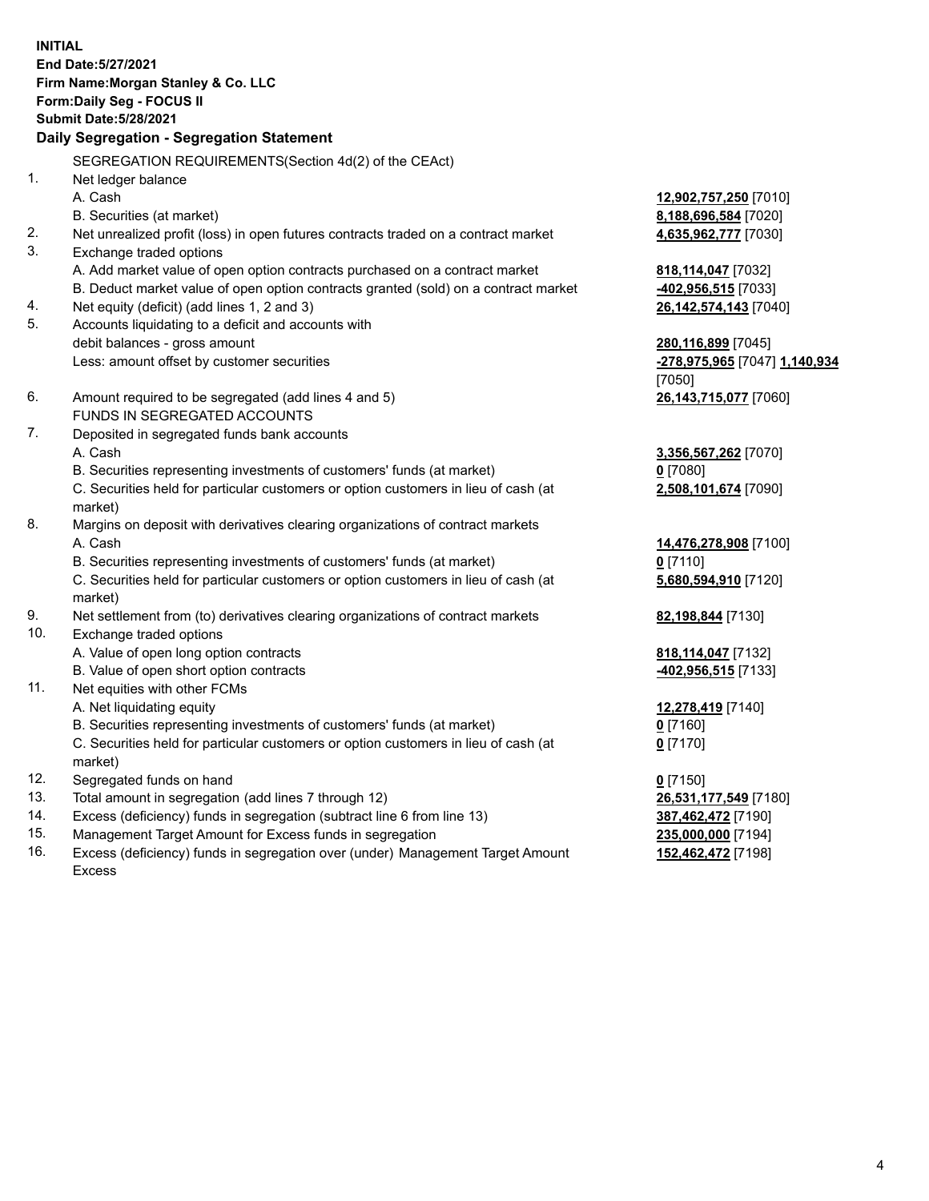**INITIAL**
**End Date:5/27/2021**
**Firm Name:Morgan Stanley & Co. LLC**
**Form:Daily Seg - FOCUS II**
**Submit Date:5/28/2021**

### Daily Segregation - Segregation Statement

SEGREGATION REQUIREMENTS(Section 4d(2) of the CEAct)

| | | |
|---|---|---|
| 1. | Net ledger balance | |
| | A. Cash | **12,902,757,250** [7010] |
| | B. Securities (at market) | **8,188,696,584** [7020] |
| 2. | Net unrealized profit (loss) in open futures contracts traded on a contract market | **4,635,962,777** [7030] |
| 3. | Exchange traded options | |
| | A. Add market value of open option contracts purchased on a contract market | **818,114,047** [7032] |
| | B. Deduct market value of open option contracts granted (sold) on a contract market | **-402,956,515** [7033] |
| 4. | Net equity (deficit) (add lines 1, 2 and 3) | **26,142,574,143** [7040] |
| 5. | Accounts liquidating to a deficit and accounts with debit balances - gross amount | **280,116,899** [7045] |
| | Less: amount offset by customer securities | **-278,975,965** [7047] **1,140,934** [7050] |
| 6. | Amount required to be segregated (add lines 4 and 5) | **26,143,715,077** [7060] |
| | FUNDS IN SEGREGATED ACCOUNTS | |
| 7. | Deposited in segregated funds bank accounts | |
| | A. Cash | **3,356,567,262** [7070] |
| | B. Securities representing investments of customers' funds (at market) | **0** [7080] |
| | C. Securities held for particular customers or option customers in lieu of cash (at market) | **2,508,101,674** [7090] |
| 8. | Margins on deposit with derivatives clearing organizations of contract markets | |
| | A. Cash | **14,476,278,908** [7100] |
| | B. Securities representing investments of customers' funds (at market) | **0** [7110] |
| | C. Securities held for particular customers or option customers in lieu of cash (at market) | **5,680,594,910** [7120] |
| 9. | Net settlement from (to) derivatives clearing organizations of contract markets | **82,198,844** [7130] |
| 10. | Exchange traded options | |
| | A. Value of open long option contracts | **818,114,047** [7132] |
| | B. Value of open short option contracts | **-402,956,515** [7133] |
| 11. | Net equities with other FCMs | |
| | A. Net liquidating equity | **12,278,419** [7140] |
| | B. Securities representing investments of customers' funds (at market) | **0** [7160] |
| | C. Securities held for particular customers or option customers in lieu of cash (at market) | **0** [7170] |
| 12. | Segregated funds on hand | **0** [7150] |
| 13. | Total amount in segregation (add lines 7 through 12) | **26,531,177,549** [7180] |
| 14. | Excess (deficiency) funds in segregation (subtract line 6 from line 13) | **387,462,472** [7190] |
| 15. | Management Target Amount for Excess funds in segregation | **235,000,000** [7194] |
| 16. | Excess (deficiency) funds in segregation over (under) Management Target Amount Excess | **152,462,472** [7198] |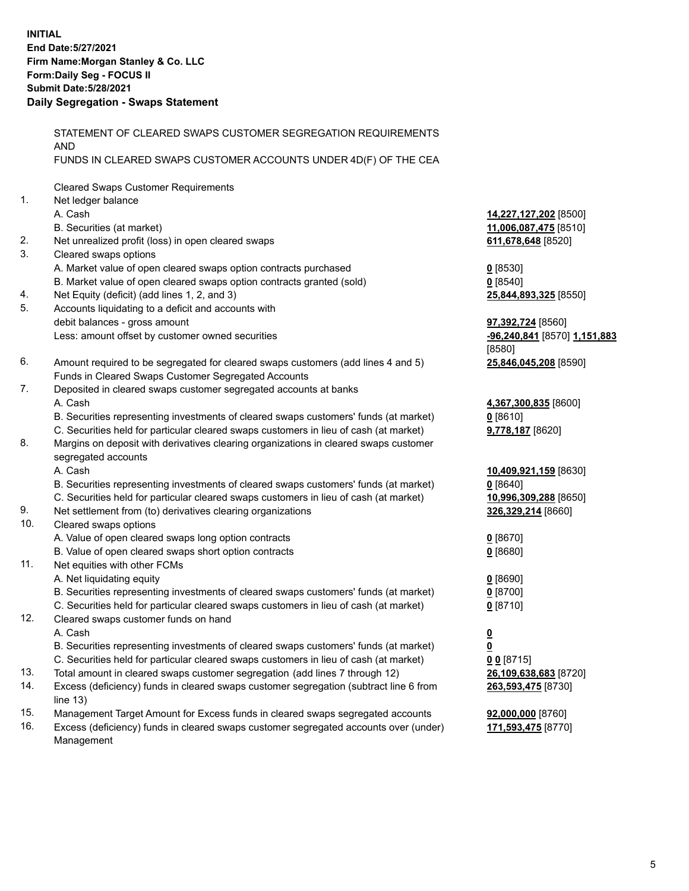**INITIAL**
**End Date:5/27/2021**
**Firm Name:Morgan Stanley & Co. LLC**
**Form:Daily Seg - FOCUS II**
**Submit Date:5/28/2021**
**Daily Segregation - Swaps Statement**

STATEMENT OF CLEARED SWAPS CUSTOMER SEGREGATION REQUIREMENTS AND
FUNDS IN CLEARED SWAPS CUSTOMER ACCOUNTS UNDER 4D(F) OF THE CEA

| | | |
|---|---|---|
| | Cleared Swaps Customer Requirements | |
| 1. | Net ledger balance | |
| | A. Cash | **14,227,127,202** [8500] |
| | B. Securities (at market) | **11,006,087,475** [8510] |
| 2. | Net unrealized profit (loss) in open cleared swaps | **611,678,648** [8520] |
| 3. | Cleared swaps options | |
| | A. Market value of open cleared swaps option contracts purchased | **0** [8530] |
| | B. Market value of open cleared swaps option contracts granted (sold) | **0** [8540] |
| 4. | Net Equity (deficit) (add lines 1, 2, and 3) | **25,844,893,325** [8550] |
| 5. | Accounts liquidating to a deficit and accounts with debit balances - gross amount | **97,392,724** [8560] |
| | Less: amount offset by customer owned securities | **-96,240,841** [8570] **1,151,883** [8580] |
| 6. | Amount required to be segregated for cleared swaps customers (add lines 4 and 5) | **25,846,045,208** [8590] |
| | Funds in Cleared Swaps Customer Segregated Accounts | |
| 7. | Deposited in cleared swaps customer segregated accounts at banks | |
| | A. Cash | **4,367,300,835** [8600] |
| | B. Securities representing investments of cleared swaps customers' funds (at market) | **0** [8610] |
| | C. Securities held for particular cleared swaps customers in lieu of cash (at market) | **9,778,187** [8620] |
| 8. | Margins on deposit with derivatives clearing organizations in cleared swaps customer segregated accounts | |
| | A. Cash | **10,409,921,159** [8630] |
| | B. Securities representing investments of cleared swaps customers' funds (at market) | **0** [8640] |
| | C. Securities held for particular cleared swaps customers in lieu of cash (at market) | **10,996,309,288** [8650] |
| 9. | Net settlement from (to) derivatives clearing organizations | **326,329,214** [8660] |
| 10. | Cleared swaps options | |
| | A. Value of open cleared swaps long option contracts | **0** [8670] |
| | B. Value of open cleared swaps short option contracts | **0** [8680] |
| 11. | Net equities with other FCMs | |
| | A. Net liquidating equity | **0** [8690] |
| | B. Securities representing investments of cleared swaps customers' funds (at market) | **0** [8700] |
| | C. Securities held for particular cleared swaps customers in lieu of cash (at market) | **0** [8710] |
| 12. | Cleared swaps customer funds on hand | |
| | A. Cash | **0** |
| | B. Securities representing investments of cleared swaps customers' funds (at market) | **0** |
| | C. Securities held for particular cleared swaps customers in lieu of cash (at market) | **0** **0** [8715] |
| 13. | Total amount in cleared swaps customer segregation (add lines 7 through 12) | **26,109,638,683** [8720] |
| 14. | Excess (deficiency) funds in cleared swaps customer segregation (subtract line 6 from line 13) | **263,593,475** [8730] |
| 15. | Management Target Amount for Excess funds in cleared swaps segregated accounts | **92,000,000** [8760] |
| 16. | Excess (deficiency) funds in cleared swaps customer segregated accounts over (under) Management | **171,593,475** [8770] |